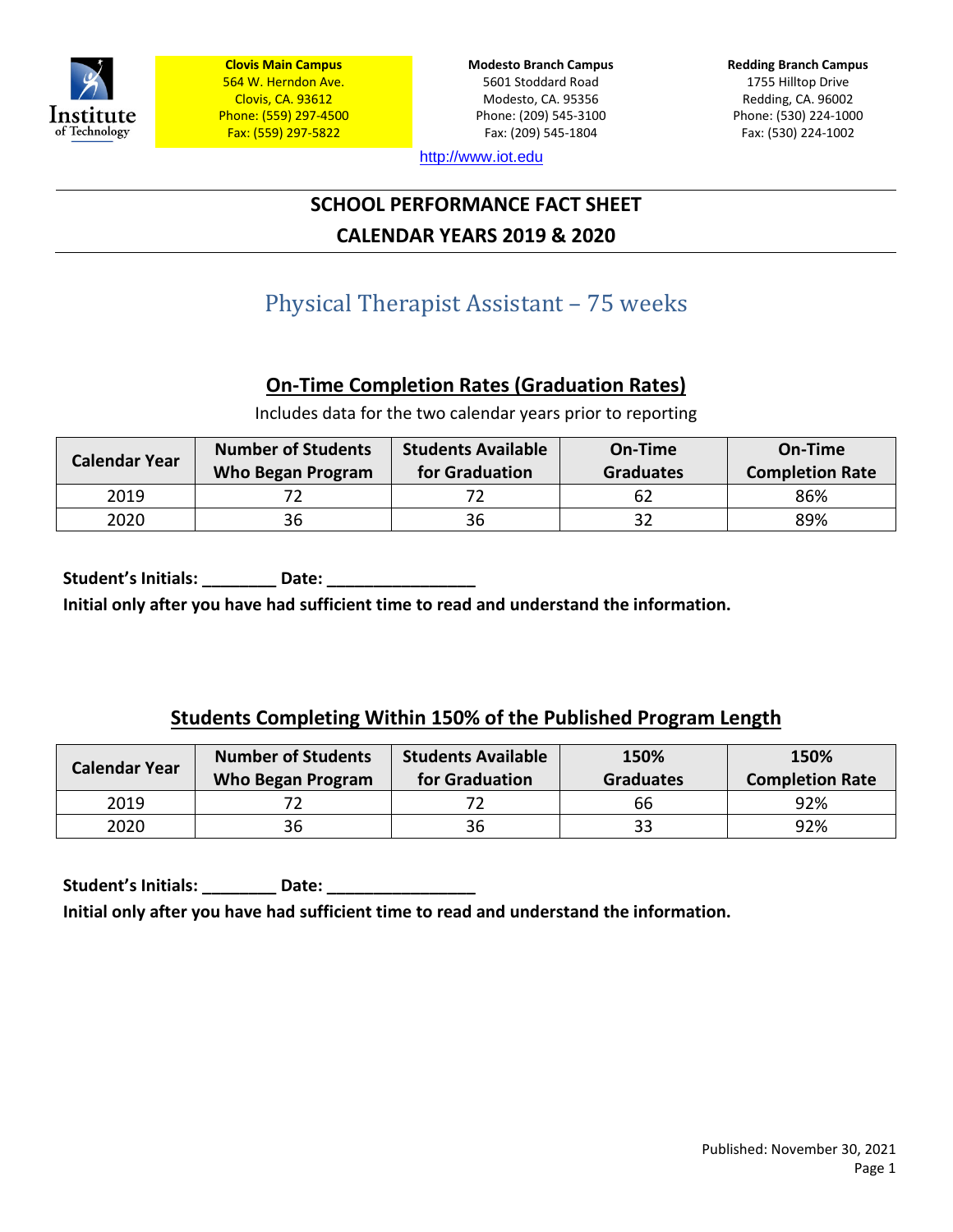Institute of Technology

**Clovis Main Campus**
564 W. Herndon Ave.
Clovis, CA. 93612
Phone: (559) 297-4500
Fax: (559) 297-5822

**Modesto Branch Campus**
5601 Stoddard Road
Modesto, CA. 95356
Phone: (209) 545-3100
Fax: (209) 545-1804

**Redding Branch Campus**
1755 Hilltop Drive
Redding, CA. 96002
Phone: (530) 224-1000
Fax: (530) 224-1002

http://www.iot.edu

# SCHOOL PERFORMANCE FACT SHEET
# CALENDAR YEARS 2019 & 2020

## Physical Therapist Assistant – 75 weeks

### On-Time Completion Rates (Graduation Rates)

Includes data for the two calendar years prior to reporting

| Calendar Year | Number of Students Who Began Program | Students Available for Graduation | On-Time Graduates | On-Time Completion Rate |
|---|---|---|---|---|
| 2019 | 72 | 72 | 62 | 86% |
| 2020 | 36 | 36 | 32 | 89% |

**Student's Initials: ________ Date: ________________**
**Initial only after you have had sufficient time to read and understand the information.**

### Students Completing Within 150% of the Published Program Length

| Calendar Year | Number of Students Who Began Program | Students Available for Graduation | 150% Graduates | 150% Completion Rate |
|---|---|---|---|---|
| 2019 | 72 | 72 | 66 | 92% |
| 2020 | 36 | 36 | 33 | 92% |

**Student's Initials: ________ Date: ________________**
**Initial only after you have had sufficient time to read and understand the information.**

Published: November 30, 2021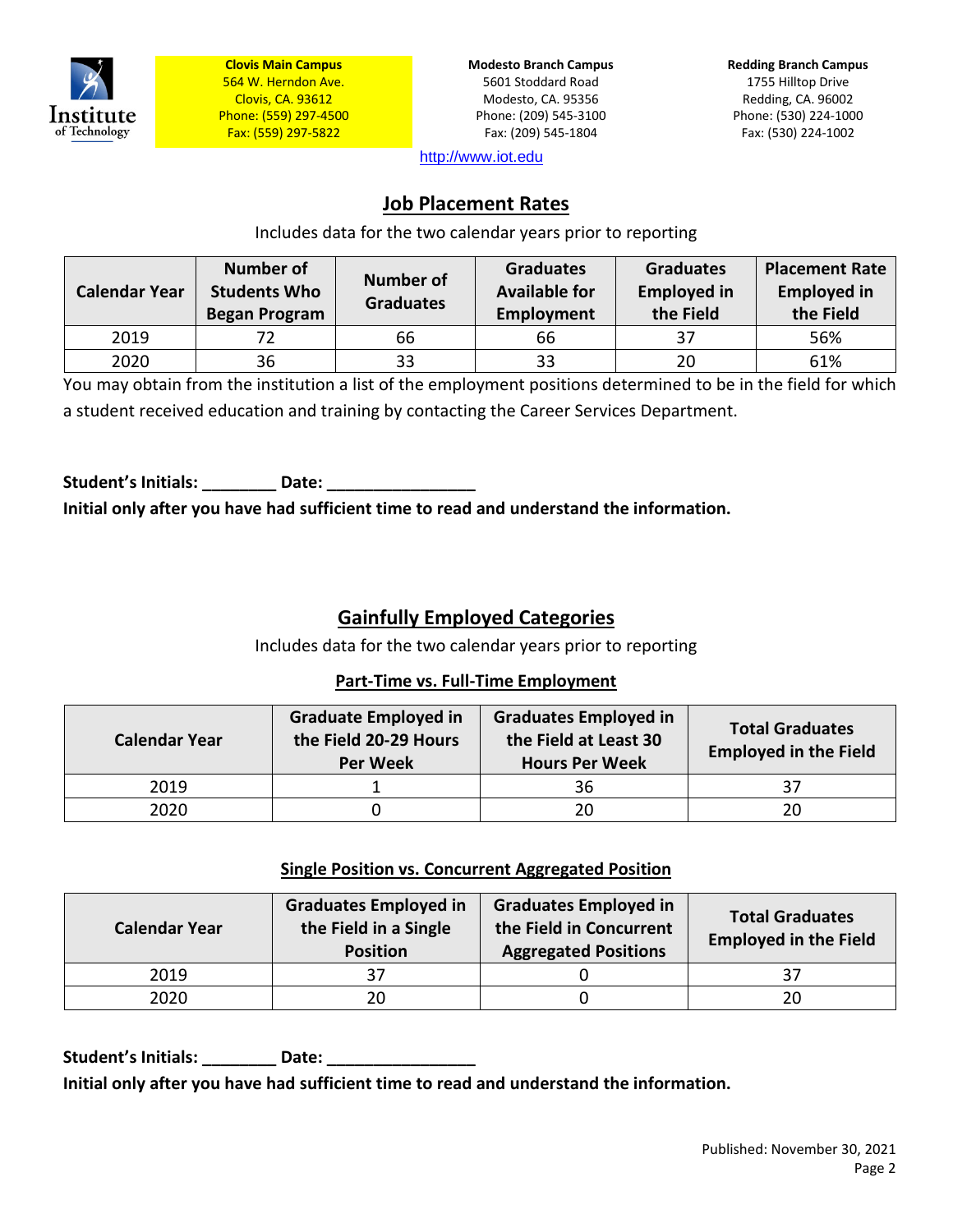Institute of Technology

**Clovis Main Campus**
564 W. Herndon Ave.
Clovis, CA. 93612
Phone: (559) 297-4500
Fax: (559) 297-5822

**Modesto Branch Campus**
5601 Stoddard Road
Modesto, CA. 95356
Phone: (209) 545-3100
Fax: (209) 545-1804

**Redding Branch Campus**
1755 Hilltop Drive
Redding, CA. 96002
Phone: (530) 224-1000
Fax: (530) 224-1002

http://www.iot.edu

## Job Placement Rates

Includes data for the two calendar years prior to reporting

| Calendar Year | Number of Students Who Began Program | Number of Graduates | Graduates Available for Employment | Graduates Employed in the Field | Placement Rate Employed in the Field |
|---|---|---|---|---|---|
| 2019 | 72 | 66 | 66 | 37 | 56% |
| 2020 | 36 | 33 | 33 | 20 | 61% |

You may obtain from the institution a list of the employment positions determined to be in the field for which a student received education and training by contacting the Career Services Department.

**Student's Initials: ________ Date: ________________**

**Initial only after you have had sufficient time to read and understand the information.**

## Gainfully Employed Categories

Includes data for the two calendar years prior to reporting

### Part-Time vs. Full-Time Employment

| Calendar Year | Graduate Employed in the Field 20-29 Hours Per Week | Graduates Employed in the Field at Least 30 Hours Per Week | Total Graduates Employed in the Field |
|---|---|---|---|
| 2019 | 1 | 36 | 37 |
| 2020 | 0 | 20 | 20 |

### Single Position vs. Concurrent Aggregated Position

| Calendar Year | Graduates Employed in the Field in a Single Position | Graduates Employed in the Field in Concurrent Aggregated Positions | Total Graduates Employed in the Field |
|---|---|---|---|
| 2019 | 37 | 0 | 37 |
| 2020 | 20 | 0 | 20 |

**Student's Initials: ________ Date: ________________**

**Initial only after you have had sufficient time to read and understand the information.**

Published: November 30, 2021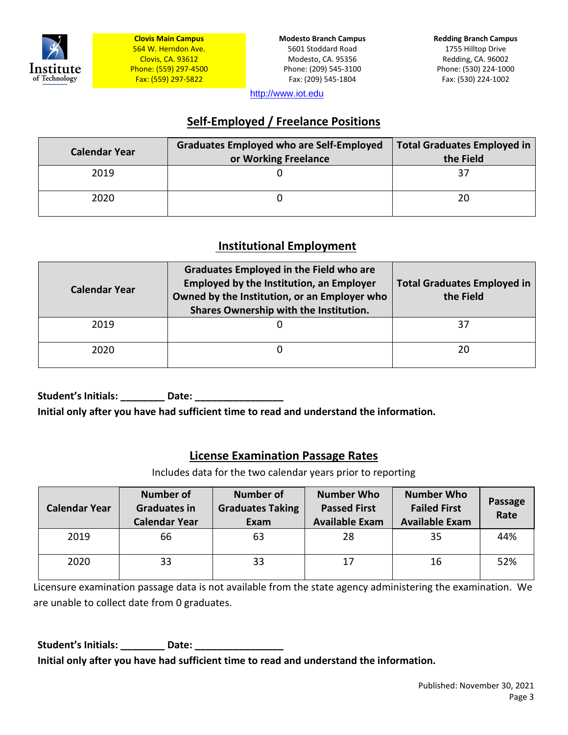**Clovis Main Campus**
564 W. Herndon Ave.
Clovis, CA. 93612
Phone: (559) 297-4500
Fax: (559) 297-5822

**Modesto Branch Campus**
5601 Stoddard Road
Modesto, CA. 95356
Phone: (209) 545-3100
Fax: (209) 545-1804

**Redding Branch Campus**
1755 Hilltop Drive
Redding, CA. 96002
Phone: (530) 224-1000
Fax: (530) 224-1002

http://www.iot.edu

## Self-Employed / Freelance Positions

| Calendar Year | Graduates Employed who are Self-Employed or Working Freelance | Total Graduates Employed in the Field |
|---|---|---|
| 2019 | 0 | 37 |
| 2020 | 0 | 20 |

## Institutional Employment

| Calendar Year | Graduates Employed in the Field who are Employed by the Institution, an Employer Owned by the Institution, or an Employer who Shares Ownership with the Institution. | Total Graduates Employed in the Field |
|---|---|---|
| 2019 | 0 | 37 |
| 2020 | 0 | 20 |

**Student's Initials: ________ Date: ________________**

**Initial only after you have had sufficient time to read and understand the information.**

## License Examination Passage Rates

Includes data for the two calendar years prior to reporting

| Calendar Year | Number of Graduates in Calendar Year | Number of Graduates Taking Exam | Number Who Passed First Available Exam | Number Who Failed First Available Exam | Passage Rate |
|---|---|---|---|---|---|
| 2019 | 66 | 63 | 28 | 35 | 44% |
| 2020 | 33 | 33 | 17 | 16 | 52% |

Licensure examination passage data is not available from the state agency administering the examination. We are unable to collect date from 0 graduates.

**Student's Initials: ________ Date: ________________**

**Initial only after you have had sufficient time to read and understand the information.**

Published: November 30, 2021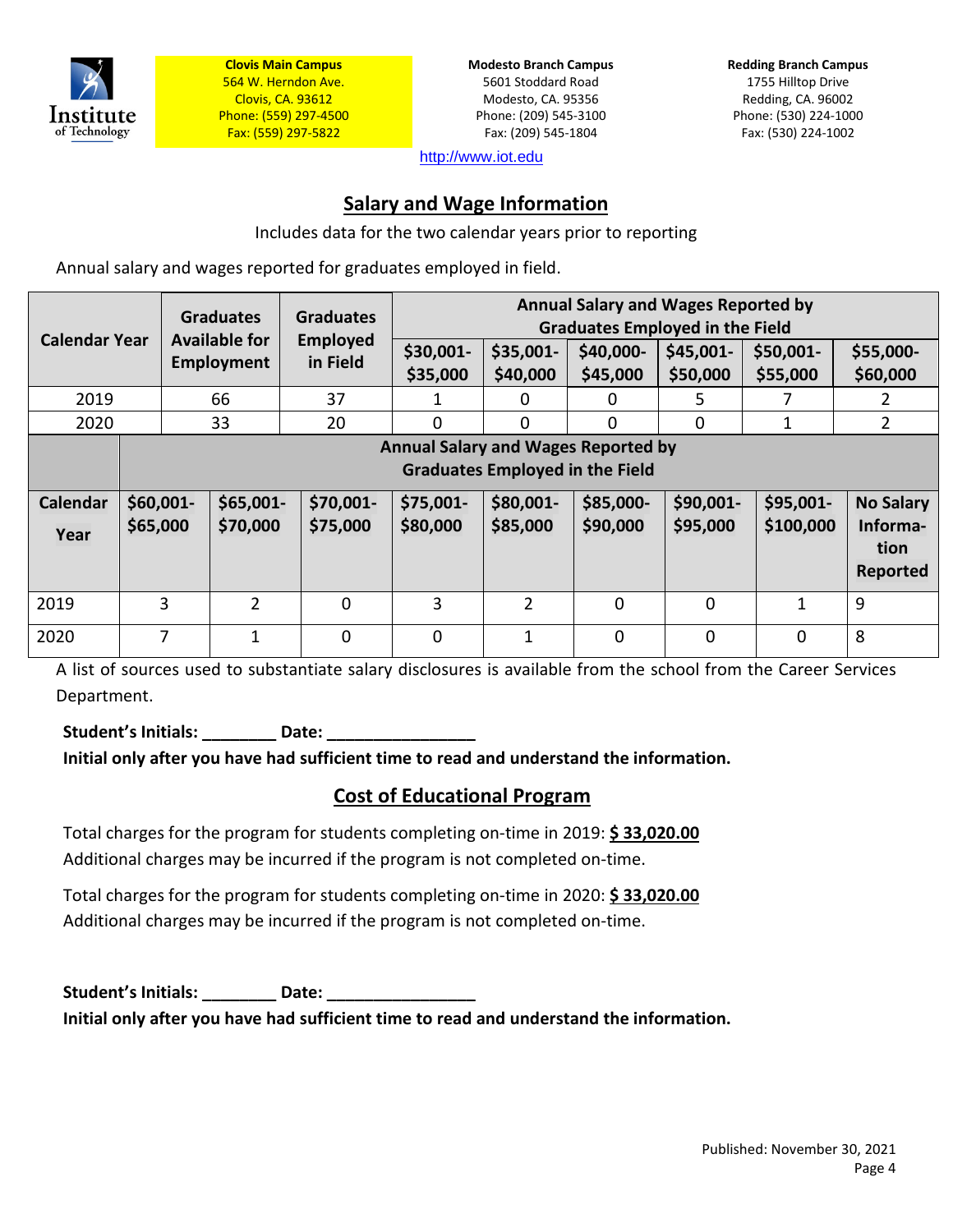**Clovis Main Campus**
564 W. Herndon Ave.
Clovis, CA. 93612
Phone: (559) 297-4500
Fax: (559) 297-5822

**Modesto Branch Campus**
5601 Stoddard Road
Modesto, CA. 95356
Phone: (209) 545-3100
Fax: (209) 545-1804

**Redding Branch Campus**
1755 Hilltop Drive
Redding, CA. 96002
Phone: (530) 224-1000
Fax: (530) 224-1002

http://www.iot.edu

## Salary and Wage Information

Includes data for the two calendar years prior to reporting

Annual salary and wages reported for graduates employed in field.

| Calendar Year | Graduates Available for Employment | Graduates Employed in Field | Annual Salary and Wages Reported by Graduates Employed in the Field | | | | | |
|---|---|---|---|---|---|---|---|---|
| | | | $30,001-$35,000 | $35,001-$40,000 | $40,000-$45,000 | $45,001-$50,000 | $50,001-$55,000 | $55,000-$60,000 |
| 2019 | 66 | 37 | 1 | 0 | 0 | 5 | 7 | 2 |
| 2020 | 33 | 20 | 0 | 0 | 0 | 0 | 1 | 2 |

| | Annual Salary and Wages Reported by Graduates Employed in the Field | | | | | | | | |
|---|---|---|---|---|---|---|---|---|---|
| Calendar Year | $60,001-$65,000 | $65,001-$70,000 | $70,001-$75,000 | $75,001-$80,000 | $80,001-$85,000 | $85,000-$90,000 | $90,001-$95,000 | $95,001-$100,000 | No Salary Information Reported |
| 2019 | 3 | 2 | 0 | 3 | 2 | 0 | 0 | 1 | 9 |
| 2020 | 7 | 1 | 0 | 0 | 1 | 0 | 0 | 0 | 8 |

A list of sources used to substantiate salary disclosures is available from the school from the Career Services Department.

**Student's Initials: ________ Date: ________________**
**Initial only after you have had sufficient time to read and understand the information.**

## Cost of Educational Program

Total charges for the program for students completing on-time in 2019: **$ 33,020.00**
Additional charges may be incurred if the program is not completed on-time.

Total charges for the program for students completing on-time in 2020: **$ 33,020.00**
Additional charges may be incurred if the program is not completed on-time.

**Student's Initials: ________ Date: ________________**
**Initial only after you have had sufficient time to read and understand the information.**

Published: November 30, 2021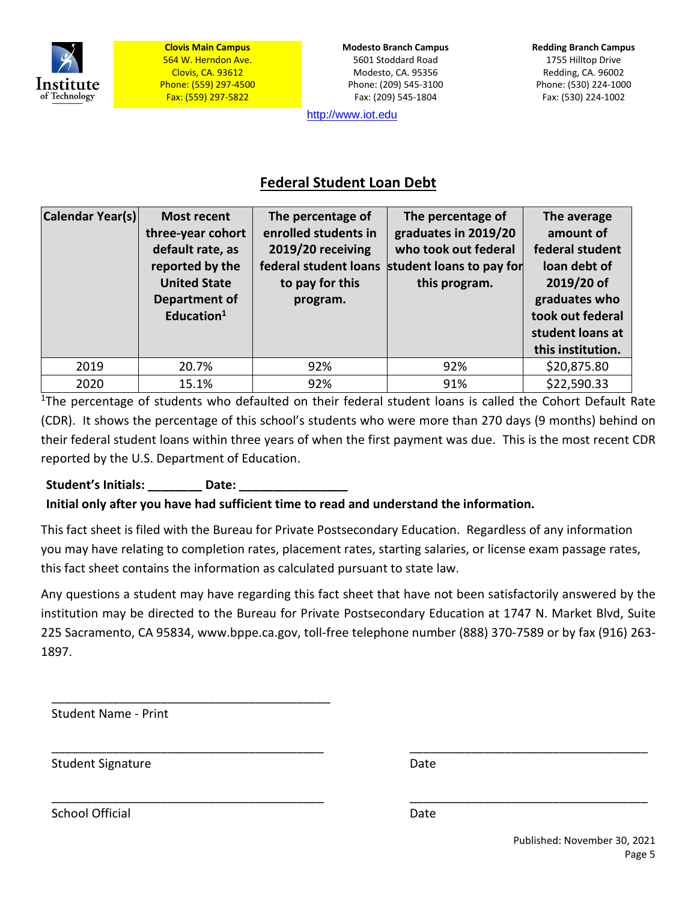**Clovis Main Campus**
564 W. Herndon Ave.
Clovis, CA. 93612
Phone: (559) 297-4500
Fax: (559) 297-5822

**Modesto Branch Campus**
5601 Stoddard Road
Modesto, CA. 95356
Phone: (209) 545-3100
Fax: (209) 545-1804

**Redding Branch Campus**
1755 Hilltop Drive
Redding, CA. 96002
Phone: (530) 224-1000
Fax: (530) 224-1002

http://www.iot.edu

## Federal Student Loan Debt

| Calendar Year(s) | Most recent three-year cohort default rate, as reported by the United State Department of Education[1] | The percentage of enrolled students in 2019/20 receiving federal student loans to pay for this program. | The percentage of graduates in 2019/20 who took out federal student loans to pay for this program. | The average amount of federal student loan debt of 2019/20 of graduates who took out federal student loans at this institution. |
|---|---|---|---|---|
| 2019 | 20.7% | 92% | 92% | $20,875.80 |
| 2020 | 15.1% | 92% | 91% | $22,590.33 |

[1]The percentage of students who defaulted on their federal student loans is called the Cohort Default Rate (CDR). It shows the percentage of this school's students who were more than 270 days (9 months) behind on their federal student loans within three years of when the first payment was due. This is the most recent CDR reported by the U.S. Department of Education.

**Student's Initials: ________ Date: ________________**

**Initial only after you have had sufficient time to read and understand the information.**

This fact sheet is filed with the Bureau for Private Postsecondary Education. Regardless of any information you may have relating to completion rates, placement rates, starting salaries, or license exam passage rates, this fact sheet contains the information as calculated pursuant to state law.

Any questions a student may have regarding this fact sheet that have not been satisfactorily answered by the institution may be directed to the Bureau for Private Postsecondary Education at 1747 N. Market Blvd, Suite 225 Sacramento, CA 95834, www.bppe.ca.gov, toll-free telephone number (888) 370-7589 or by fax (916) 263-1897.

__________________________________________
Student Name - Print

__________________________________________ __________________________________
Student Signature Date

__________________________________________ __________________________________
School Official Date

Published: November 30, 2021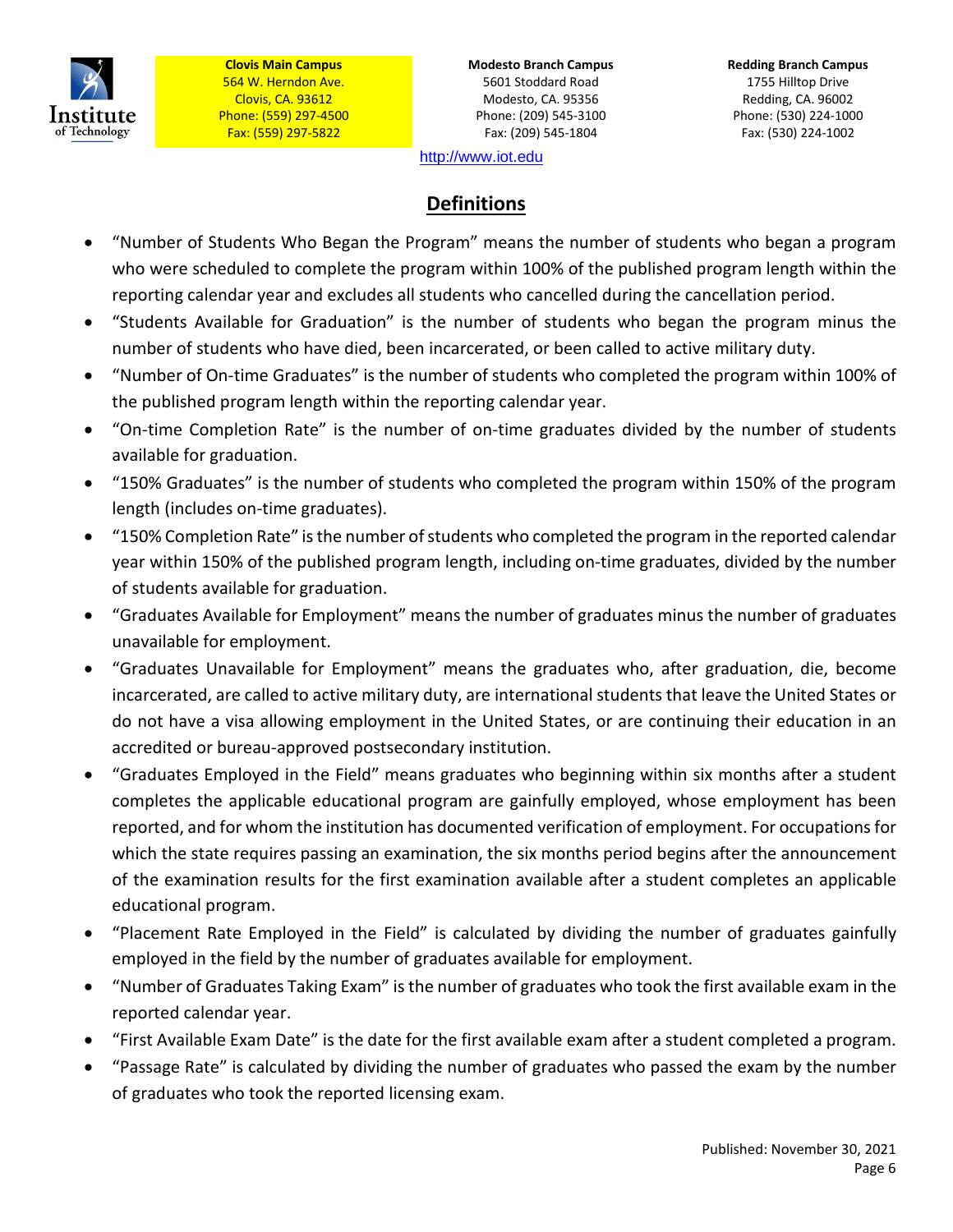**Clovis Main Campus**
564 W. Herndon Ave.
Clovis, CA. 93612
Phone: (559) 297-4500
Fax: (559) 297-5822

**Modesto Branch Campus**
5601 Stoddard Road
Modesto, CA. 95356
Phone: (209) 545-3100
Fax: (209) 545-1804

**Redding Branch Campus**
1755 Hilltop Drive
Redding, CA. 96002
Phone: (530) 224-1000
Fax: (530) 224-1002

http://www.iot.edu

## Definitions

- "Number of Students Who Began the Program" means the number of students who began a program who were scheduled to complete the program within 100% of the published program length within the reporting calendar year and excludes all students who cancelled during the cancellation period.
- "Students Available for Graduation" is the number of students who began the program minus the number of students who have died, been incarcerated, or been called to active military duty.
- "Number of On-time Graduates" is the number of students who completed the program within 100% of the published program length within the reporting calendar year.
- "On-time Completion Rate" is the number of on-time graduates divided by the number of students available for graduation.
- "150% Graduates" is the number of students who completed the program within 150% of the program length (includes on-time graduates).
- "150% Completion Rate" is the number of students who completed the program in the reported calendar year within 150% of the published program length, including on-time graduates, divided by the number of students available for graduation.
- "Graduates Available for Employment" means the number of graduates minus the number of graduates unavailable for employment.
- "Graduates Unavailable for Employment" means the graduates who, after graduation, die, become incarcerated, are called to active military duty, are international students that leave the United States or do not have a visa allowing employment in the United States, or are continuing their education in an accredited or bureau-approved postsecondary institution.
- "Graduates Employed in the Field" means graduates who beginning within six months after a student completes the applicable educational program are gainfully employed, whose employment has been reported, and for whom the institution has documented verification of employment. For occupations for which the state requires passing an examination, the six months period begins after the announcement of the examination results for the first examination available after a student completes an applicable educational program.
- "Placement Rate Employed in the Field" is calculated by dividing the number of graduates gainfully employed in the field by the number of graduates available for employment.
- "Number of Graduates Taking Exam" is the number of graduates who took the first available exam in the reported calendar year.
- "First Available Exam Date" is the date for the first available exam after a student completed a program.
- "Passage Rate" is calculated by dividing the number of graduates who passed the exam by the number of graduates who took the reported licensing exam.

Published: November 30, 2021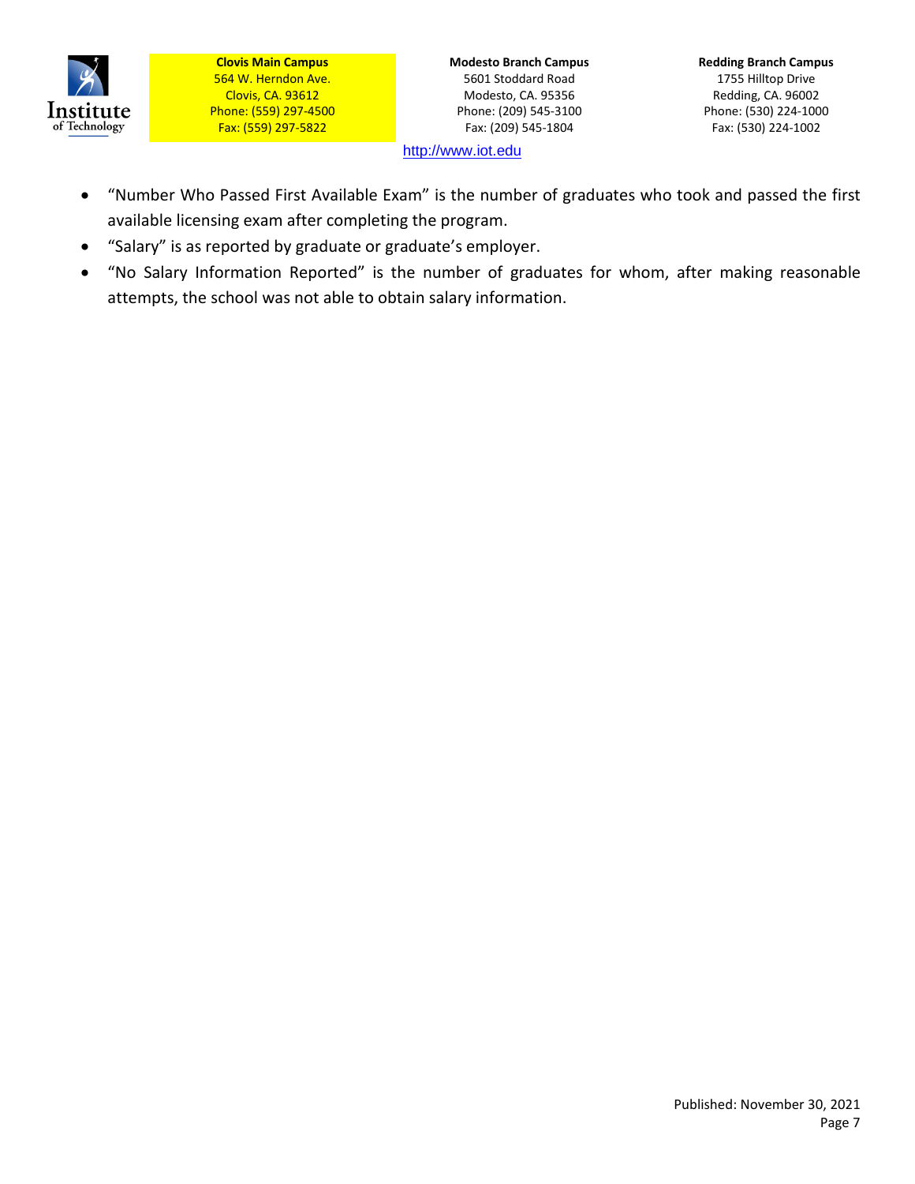- "Number Who Passed First Available Exam" is the number of graduates who took and passed the first available licensing exam after completing the program.
- "Salary" is as reported by graduate or graduate's employer.
- "No Salary Information Reported" is the number of graduates for whom, after making reasonable attempts, the school was not able to obtain salary information.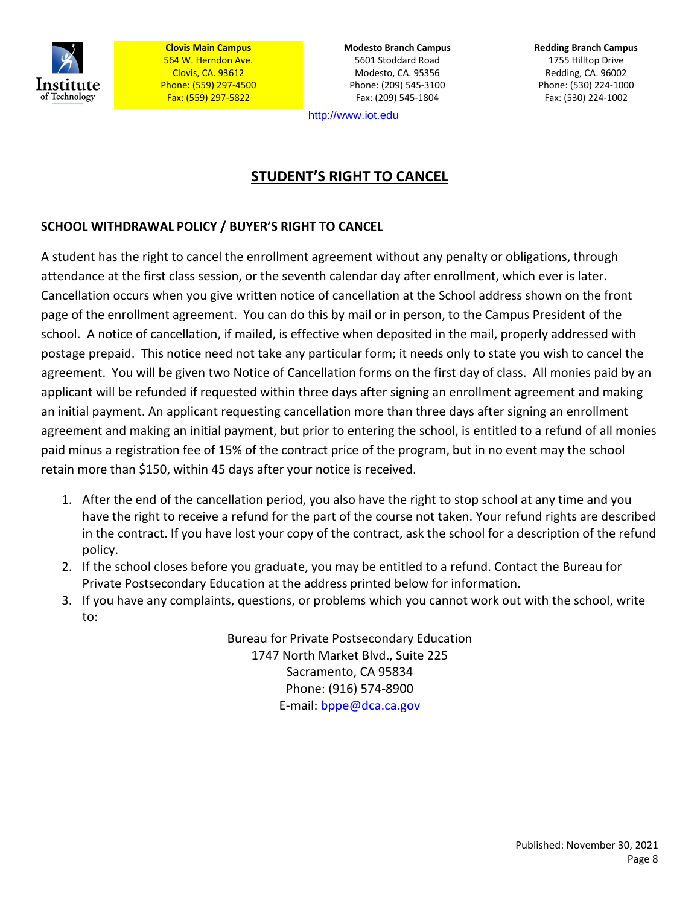Clovis Main Campus
564 W. Herndon Ave.
Clovis, CA. 93612
Phone: (559) 297-4500
Fax: (559) 297-5822

Modesto Branch Campus
5601 Stoddard Road
Modesto, CA. 95356
Phone: (209) 545-3100
Fax: (209) 545-1804

Redding Branch Campus
1755 Hilltop Drive
Redding, CA. 96002
Phone: (530) 224-1000
Fax: (530) 224-1002

http://www.iot.edu

# STUDENT'S RIGHT TO CANCEL

## SCHOOL WITHDRAWAL POLICY / BUYER'S RIGHT TO CANCEL

A student has the right to cancel the enrollment agreement without any penalty or obligations, through attendance at the first class session, or the seventh calendar day after enrollment, which ever is later. Cancellation occurs when you give written notice of cancellation at the School address shown on the front page of the enrollment agreement. You can do this by mail or in person, to the Campus President of the school. A notice of cancellation, if mailed, is effective when deposited in the mail, properly addressed with postage prepaid. This notice need not take any particular form; it needs only to state you wish to cancel the agreement. You will be given two Notice of Cancellation forms on the first day of class. All monies paid by an applicant will be refunded if requested within three days after signing an enrollment agreement and making an initial payment. An applicant requesting cancellation more than three days after signing an enrollment agreement and making an initial payment, but prior to entering the school, is entitled to a refund of all monies paid minus a registration fee of 15% of the contract price of the program, but in no event may the school retain more than $150, within 45 days after your notice is received.

1. After the end of the cancellation period, you also have the right to stop school at any time and you have the right to receive a refund for the part of the course not taken. Your refund rights are described in the contract. If you have lost your copy of the contract, ask the school for a description of the refund policy.
2. If the school closes before you graduate, you may be entitled to a refund. Contact the Bureau for Private Postsecondary Education at the address printed below for information.
3. If you have any complaints, questions, or problems which you cannot work out with the school, write to:

Bureau for Private Postsecondary Education
1747 North Market Blvd., Suite 225
Sacramento, CA 95834
Phone: (916) 574-8900
E-mail: bppe@dca.ca.gov

Published: November 30, 2021